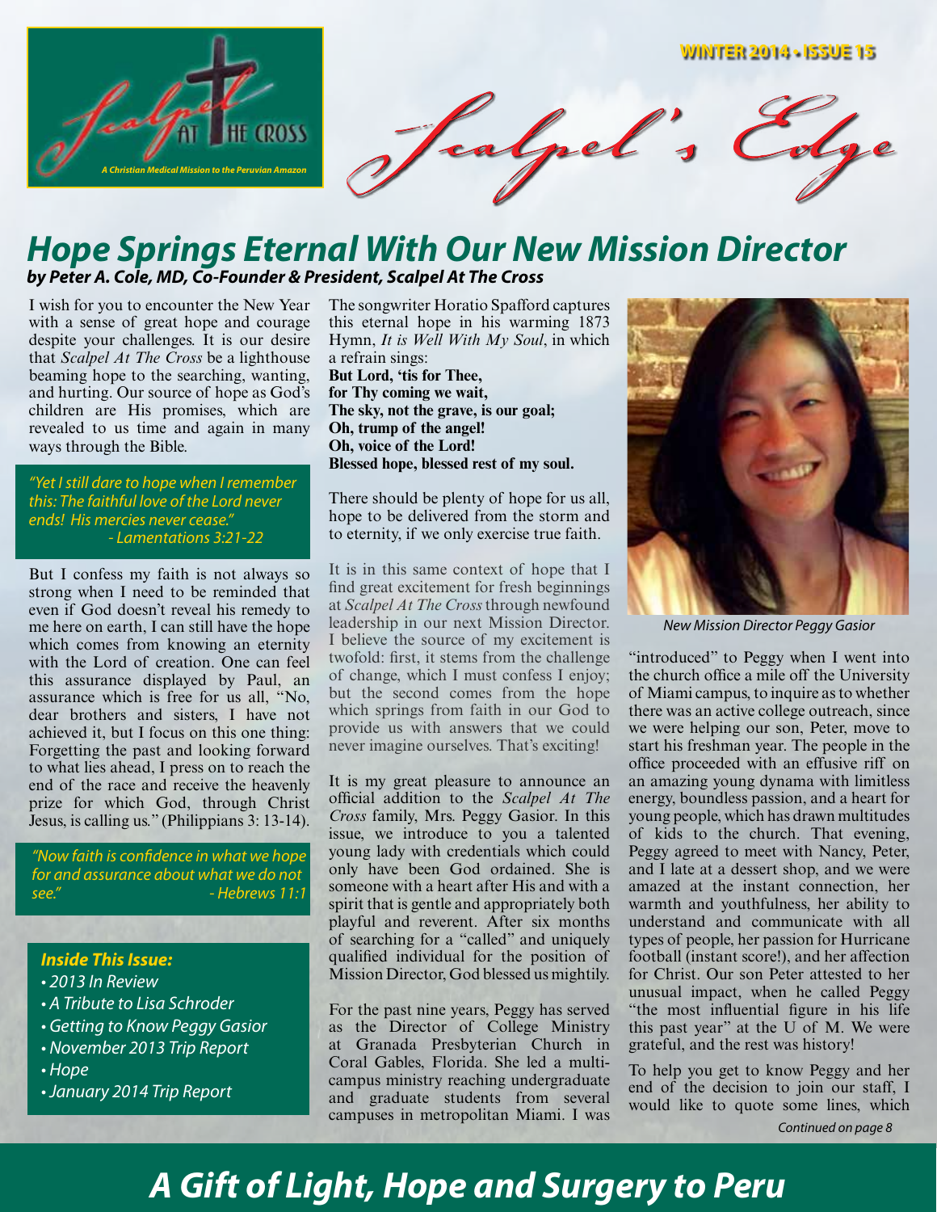Scalpel AT THE CROSS

*A Christian Medical Mission to the Peruvian Amazon*

WINTER 2014 • ISSUE 15

# Scalpel's Edge

## Hope Springs Eternal With Our New Mission Director

***by Peter A. Cole, MD, Co-Founder & President, Scalpel At The Cross***

I wish for you to encounter the New Year with a sense of great hope and courage despite your challenges. It is our desire that *Scalpel At The Cross* be a lighthouse beaming hope to the searching, wanting, and hurting. Our source of hope as God's children are His promises, which are revealed to us time and again in many ways through the Bible.

> *"Yet I still dare to hope when I remember this: The faithful love of the Lord never ends! His mercies never cease."*
> *- Lamentations 3:21-22*

But I confess my faith is not always so strong when I need to be reminded that even if God doesn't reveal his remedy to me here on earth, I can still have the hope which comes from knowing an eternity with the Lord of creation. One can feel this assurance displayed by Paul, an assurance which is free for us all, "No, dear brothers and sisters, I have not achieved it, but I focus on this one thing: Forgetting the past and looking forward to what lies ahead, I press on to reach the end of the race and receive the heavenly prize for which God, through Christ Jesus, is calling us." (Philippians 3: 13-14).

> *"Now faith is confidence in what we hope for and assurance about what we do not see."*
> *- Hebrews 11:1*

### *Inside This Issue:*

- *2013 In Review*
- *A Tribute to Lisa Schroder*
- *Getting to Know Peggy Gasior*
- *November 2013 Trip Report*
- *Hope*
- *January 2014 Trip Report*

The songwriter Horatio Spafford captures this eternal hope in his warming 1873 Hymn, *It is Well With My Soul*, in which a refrain sings:

**But Lord, 'tis for Thee,**
**for Thy coming we wait,**
**The sky, not the grave, is our goal;**
**Oh, trump of the angel!**
**Oh, voice of the Lord!**
**Blessed hope, blessed rest of my soul.**

There should be plenty of hope for us all, hope to be delivered from the storm and to eternity, if we only exercise true faith.

It is in this same context of hope that I find great excitement for fresh beginnings at *Scalpel At The Cross* through newfound leadership in our next Mission Director. I believe the source of my excitement is twofold: first, it stems from the challenge of change, which I must confess I enjoy; but the second comes from the hope which springs from faith in our God to provide us with answers that we could never imagine ourselves. That's exciting!

It is my great pleasure to announce an official addition to the *Scalpel At The Cross* family, Mrs. Peggy Gasior. In this issue, we introduce to you a talented young lady with credentials which could only have been God ordained. She is someone with a heart after His and with a spirit that is gentle and appropriately both playful and reverent. After six months of searching for a "called" and uniquely qualified individual for the position of Mission Director, God blessed us mightily.

For the past nine years, Peggy has served as the Director of College Ministry at Granada Presbyterian Church in Coral Gables, Florida. She led a multi-campus ministry reaching undergraduate and graduate students from several campuses in metropolitan Miami. I was "introduced" to Peggy when I went into the church office a mile off the University of Miami campus, to inquire as to whether there was an active college outreach, since we were helping our son, Peter, move to start his freshman year. The people in the office proceeded with an effusive riff on an amazing young dynama with limitless energy, boundless passion, and a heart for young people, which has drawn multitudes of kids to the church. That evening, Peggy agreed to meet with Nancy, Peter, and I late at a dessert shop, and we were amazed at the instant connection, her warmth and youthfulness, her ability to understand and communicate with all types of people, her passion for Hurricane football (instant score!), and her affection for Christ. Our son Peter attested to her unusual impact, when he called Peggy "the most influential figure in his life this past year" at the U of M. We were grateful, and the rest was history!

*New Mission Director Peggy Gasior*

To help you get to know Peggy and her end of the decision to join our staff, I would like to quote some lines, which

*Continued on page 8*

## *A Gift of Light, Hope and Surgery to Peru*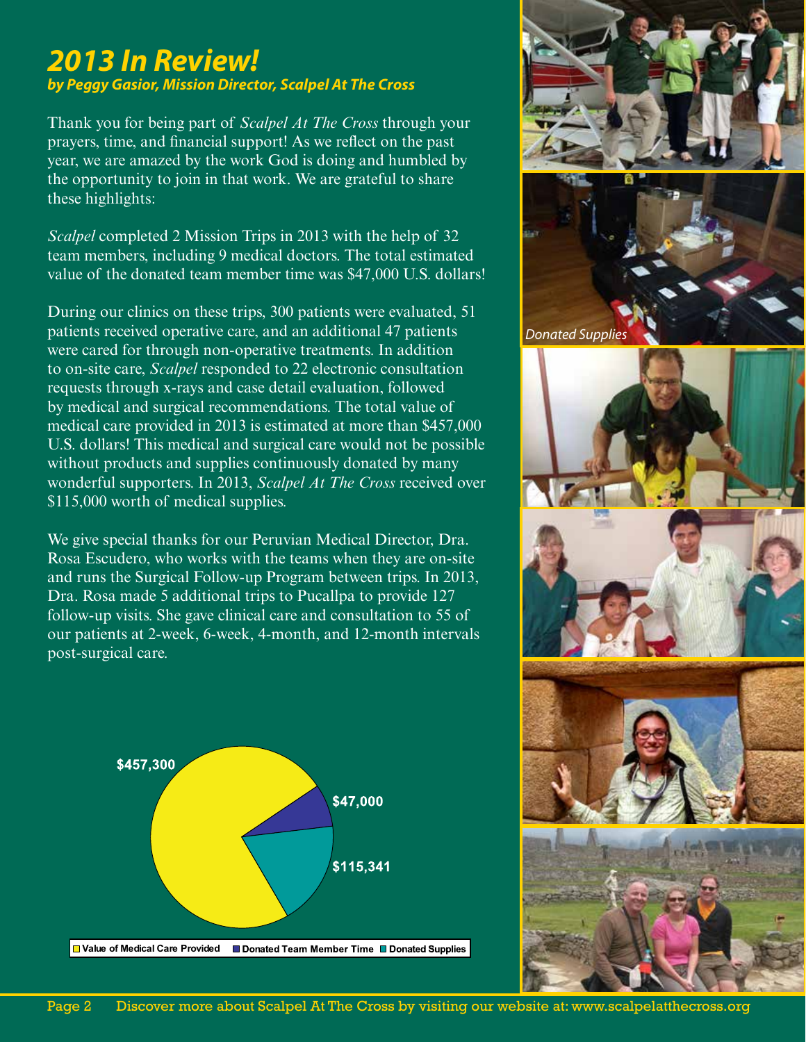## *2013 In Review!*

***by Peggy Gasior, Mission Director, Scalpel At The Cross***

Thank you for being part of *Scalpel At The Cross* through your prayers, time, and financial support! As we reflect on the past year, we are amazed by the work God is doing and humbled by the opportunity to join in that work. We are grateful to share these highlights:

*Scalpel* completed 2 Mission Trips in 2013 with the help of 32 team members, including 9 medical doctors. The total estimated value of the donated team member time was $47,000 U.S. dollars!

During our clinics on these trips, 300 patients were evaluated, 51 patients received operative care, and an additional 47 patients were cared for through non-operative treatments. In addition to on-site care, *Scalpel* responded to 22 electronic consultation requests through x-rays and case detail evaluation, followed by medical and surgical recommendations. The total value of medical care provided in 2013 is estimated at more than $457,000 U.S. dollars! This medical and surgical care would not be possible without products and supplies continuously donated by many wonderful supporters. In 2013, *Scalpel At The Cross* received over $115,000 worth of medical supplies.

We give special thanks for our Peruvian Medical Director, Dra. Rosa Escudero, who works with the teams when they are on-site and runs the Surgical Follow-up Program between trips. In 2013, Dra. Rosa made 5 additional trips to Pucallpa to provide 127 follow-up visits. She gave clinical care and consultation to 55 of our patients at 2-week, 6-week, 4-month, and 12-month intervals post-surgical care.

| Category | Value |
|---|---|
| Value of Medical Care Provided | $457,300 |
| Donated Team Member Time | $47,000 |
| Donated Supplies | $115,341 |

*Donated Supplies*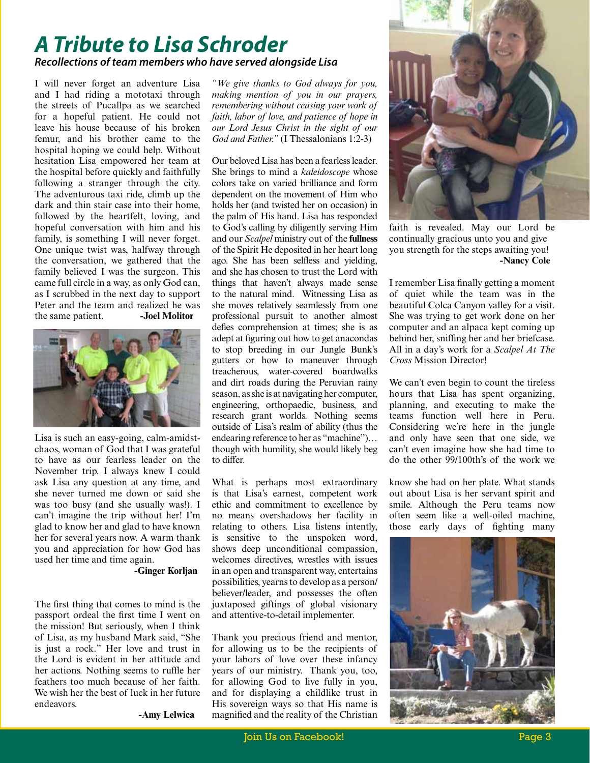# A Tribute to Lisa Schroder

***Recollections of team members who have served alongside Lisa***

I will never forget an adventure Lisa and I had riding a mototaxi through the streets of Pucallpa as we searched for a hopeful patient. He could not leave his house because of his broken femur, and his brother came to the hospital hoping we could help. Without hesitation Lisa empowered her team at the hospital before quickly and faithfully following a stranger through the city. The adventurous taxi ride, climb up the dark and thin stair case into their home, followed by the heartfelt, loving, and hopeful conversation with him and his family, is something I will never forget. One unique twist was, halfway through the conversation, we gathered that the family believed I was the surgeon. This came full circle in a way, as only God can, as I scrubbed in the next day to support Peter and the team and realized he was the same patient.

**-Joel Molitor**

Lisa is such an easy-going, calm-amidst-chaos, woman of God that I was grateful to have as our fearless leader on the November trip. I always knew I could ask Lisa any question at any time, and she never turned me down or said she was too busy (and she usually was!). I can't imagine the trip without her! I'm glad to know her and glad to have known her for several years now. A warm thank you and appreciation for how God has used her time and time again.

**-Ginger Korljan**

The first thing that comes to mind is the passport ordeal the first time I went on the mission! But seriously, when I think of Lisa, as my husband Mark said, "She is just a rock." Her love and trust in the Lord is evident in her attitude and her actions. Nothing seems to ruffle her feathers too much because of her faith. We wish her the best of luck in her future endeavors.

**-Amy Lelwica**

*"We give thanks to God always for you, making mention of you in our prayers, remembering without ceasing your work of faith, labor of love, and patience of hope in our Lord Jesus Christ in the sight of our God and Father."* (I Thessalonians 1:2-3)

Our beloved Lisa has been a fearless leader. She brings to mind a *kaleidoscope* whose colors take on varied brilliance and form dependent on the movement of Him who holds her (and twisted her on occasion) in the palm of His hand. Lisa has responded to God's calling by diligently serving Him and our *Scalpel* ministry out of the **fullness** of the Spirit He deposited in her heart long ago. She has been selfless and yielding, and she has chosen to trust the Lord with things that haven't always made sense to the natural mind. Witnessing Lisa as she moves relatively seamlessly from one professional pursuit to another almost defies comprehension at times; she is as adept at figuring out how to get anacondas to stop breeding in our Jungle Bunk's gutters or how to maneuver through treacherous, water-covered boardwalks and dirt roads during the Peruvian rainy season, as she is at navigating her computer, engineering, orthopaedic, business, and research grant worlds. Nothing seems outside of Lisa's realm of ability (thus the endearing reference to her as "machine")… though with humility, she would likely beg to differ.

What is perhaps most extraordinary is that Lisa's earnest, competent work ethic and commitment to excellence by no means overshadows her facility in relating to others. Lisa listens intently, is sensitive to the unspoken word, shows deep unconditional compassion, welcomes directives, wrestles with issues in an open and transparent way, entertains possibilities, yearns to develop as a person/believer/leader, and possesses the often juxtaposed giftings of global visionary and attentive-to-detail implementer.

Thank you precious friend and mentor, for allowing us to be the recipients of your labors of love over these infancy years of our ministry. Thank you, too, for allowing God to live fully in you, and for displaying a childlike trust in His sovereign ways so that His name is magnified and the reality of the Christian faith is revealed. May our Lord be continually gracious unto you and give you strength for the steps awaiting you!

**-Nancy Cole**

I remember Lisa finally getting a moment of quiet while the team was in the beautiful Colca Canyon valley for a visit. She was trying to get work done on her computer and an alpaca kept coming up behind her, sniffing her and her briefcase. All in a day's work for a *Scalpel At The Cross* Mission Director!

We can't even begin to count the tireless hours that Lisa has spent organizing, planning, and executing to make the teams function well here in Peru. Considering we're here in the jungle and only have seen that one side, we can't even imagine how she had time to do the other 99/100th's of the work we know she had on her plate. What stands out about Lisa is her servant spirit and smile. Although the Peru teams now often seem like a well-oiled machine, those early days of fighting many

Join Us on Facebook!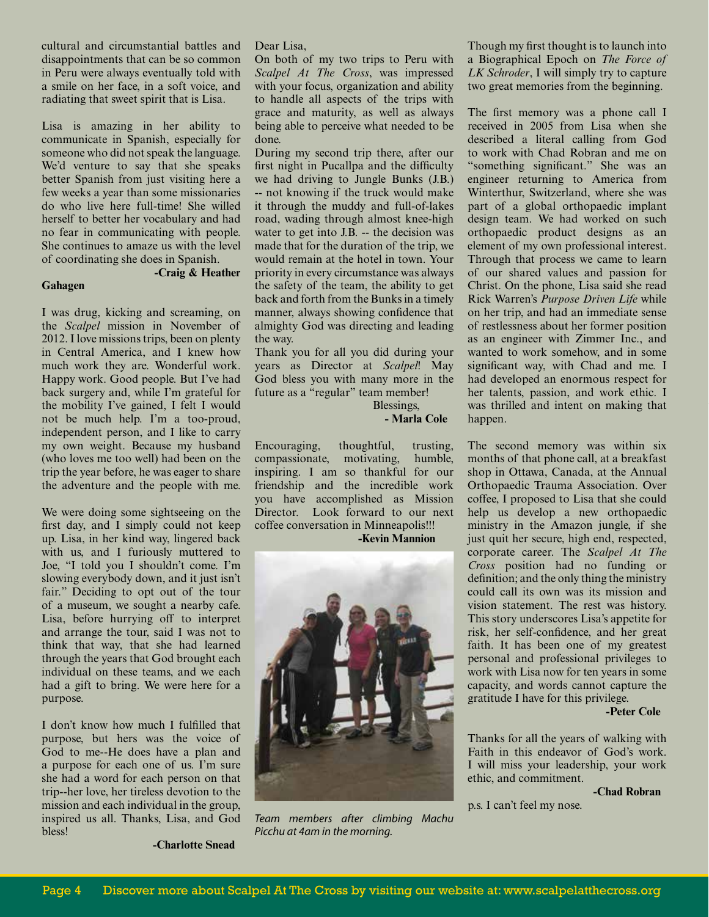cultural and circumstantial battles and disappointments that can be so common in Peru were always eventually told with a smile on her face, in a soft voice, and radiating that sweet spirit that is Lisa.

Lisa is amazing in her ability to communicate in Spanish, especially for someone who did not speak the language. We'd venture to say that she speaks better Spanish from just visiting here a few weeks a year than some missionaries do who live here full-time! She willed herself to better her vocabulary and had no fear in communicating with people. She continues to amaze us with the level of coordinating she does in Spanish.

**-Craig & Heather Gahagen**

I was drug, kicking and screaming, on the *Scalpel* mission in November of 2012. I love missions trips, been on plenty in Central America, and I knew how much work they are. Wonderful work. Happy work. Good people. But I've had back surgery and, while I'm grateful for the mobility I've gained, I felt I would not be much help. I'm a too-proud, independent person, and I like to carry my own weight. Because my husband (who loves me too well) had been on the trip the year before, he was eager to share the adventure and the people with me.

We were doing some sightseeing on the first day, and I simply could not keep up. Lisa, in her kind way, lingered back with us, and I furiously muttered to Joe, "I told you I shouldn't come. I'm slowing everybody down, and it just isn't fair." Deciding to opt out of the tour of a museum, we sought a nearby cafe. Lisa, before hurrying off to interpret and arrange the tour, said I was not to think that way, that she had learned through the years that God brought each individual on these teams, and we each had a gift to bring. We were here for a purpose.

I don't know how much I fulfilled that purpose, but hers was the voice of God to me--He does have a plan and a purpose for each one of us. I'm sure she had a word for each person on that trip--her love, her tireless devotion to the mission and each individual in the group, inspired us all. Thanks, Lisa, and God bless!

**-Charlotte Snead**

Dear Lisa,

On both of my two trips to Peru with *Scalpel At The Cross*, was impressed with your focus, organization and ability to handle all aspects of the trips with grace and maturity, as well as always being able to perceive what needed to be done.

During my second trip there, after our first night in Pucallpa and the difficulty we had driving to Jungle Bunks (J.B.) -- not knowing if the truck would make it through the muddy and full-of-lakes road, wading through almost knee-high water to get into J.B. -- the decision was made that for the duration of the trip, we would remain at the hotel in town. Your priority in every circumstance was always the safety of the team, the ability to get back and forth from the Bunks in a timely manner, always showing confidence that almighty God was directing and leading the way.

Thank you for all you did during your years as Director at *Scalpel*! May God bless you with many more in the future as a "regular" team member!

Blessings,

**- Marla Cole**

Encouraging, thoughtful, trusting, compassionate, motivating, humble, inspiring. I am so thankful for our friendship and the incredible work you have accomplished as Mission Director. Look forward to our next coffee conversation in Minneapolis!!!

**-Kevin Mannion**

*Team members after climbing Machu Picchu at 4am in the morning.*

Though my first thought is to launch into a Biographical Epoch on *The Force of LK Schroder*, I will simply try to capture two great memories from the beginning.

The first memory was a phone call I received in 2005 from Lisa when she described a literal calling from God to work with Chad Robran and me on "something significant." She was an engineer returning to America from Winterthur, Switzerland, where she was part of a global orthopaedic implant design team. We had worked on such orthopaedic product designs as an element of my own professional interest. Through that process we came to learn of our shared values and passion for Christ. On the phone, Lisa said she read Rick Warren's *Purpose Driven Life* while on her trip, and had an immediate sense of restlessness about her former position as an engineer with Zimmer Inc., and wanted to work somehow, and in some significant way, with Chad and me. I had developed an enormous respect for her talents, passion, and work ethic. I was thrilled and intent on making that happen.

The second memory was within six months of that phone call, at a breakfast shop in Ottawa, Canada, at the Annual Orthopaedic Trauma Association. Over coffee, I proposed to Lisa that she could help us develop a new orthopaedic ministry in the Amazon jungle, if she just quit her secure, high end, respected, corporate career. The *Scalpel At The Cross* position had no funding or definition; and the only thing the ministry could call its own was its mission and vision statement. The rest was history. This story underscores Lisa's appetite for risk, her self-confidence, and her great faith. It has been one of my greatest personal and professional privileges to work with Lisa now for ten years in some capacity, and words cannot capture the gratitude I have for this privilege.

**-Peter Cole**

Thanks for all the years of walking with Faith in this endeavor of God's work. I will miss your leadership, your work ethic, and commitment.

**-Chad Robran**

p.s. I can't feel my nose.

Discover more about Scalpel At The Cross by visiting our website at: www.scalpelatthecross.org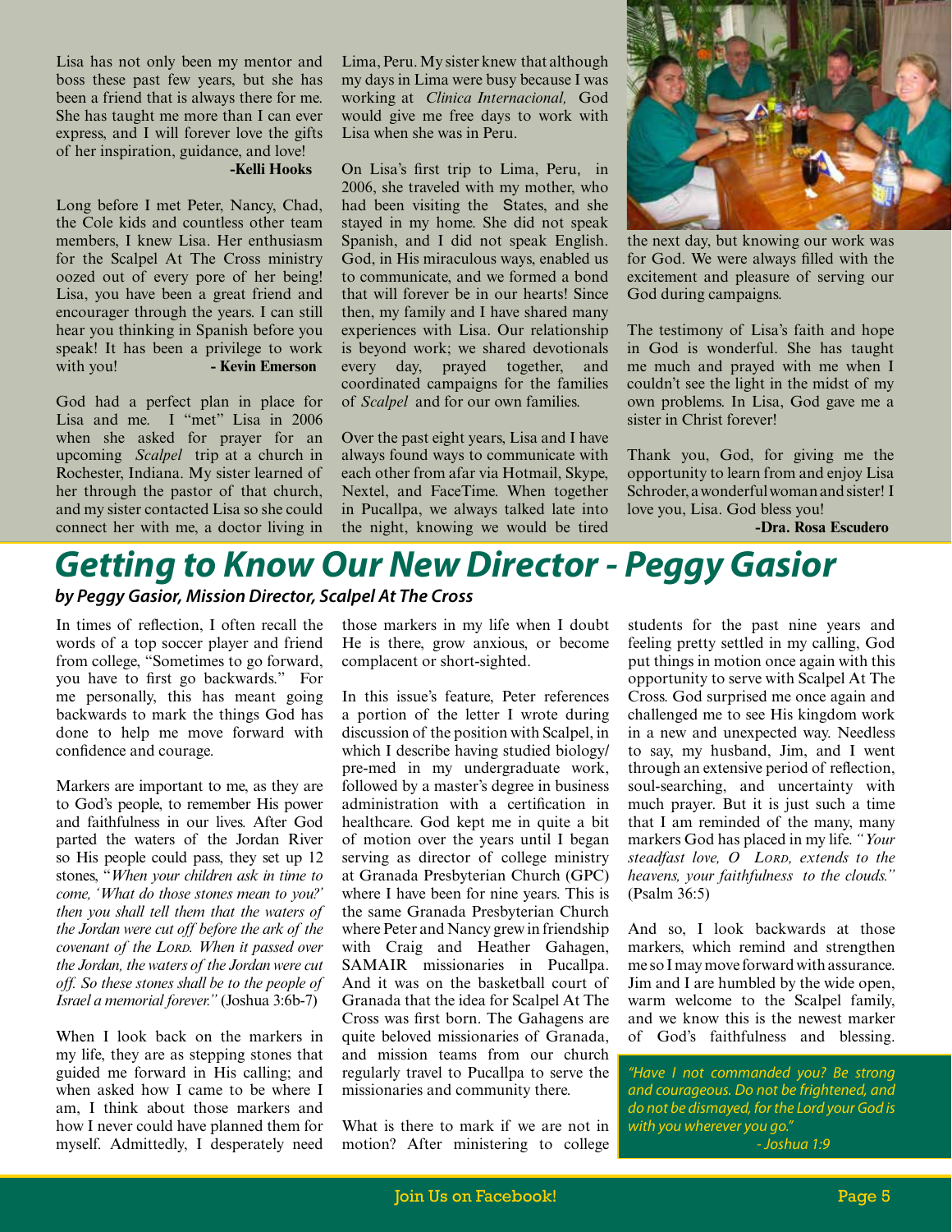Lisa has not only been my mentor and boss these past few years, but she has been a friend that is always there for me. She has taught me more than I can ever express, and I will forever love the gifts of her inspiration, guidance, and love!

**-Kelli Hooks**

Long before I met Peter, Nancy, Chad, the Cole kids and countless other team members, I knew Lisa. Her enthusiasm for the Scalpel At The Cross ministry oozed out of every pore of her being! Lisa, you have been a great friend and encourager through the years. I can still hear you thinking in Spanish before you speak! It has been a privilege to work with you! **- Kevin Emerson**

God had a perfect plan in place for Lisa and me. I "met" Lisa in 2006 when she asked for prayer for an upcoming *Scalpel* trip at a church in Rochester, Indiana. My sister learned of her through the pastor of that church, and my sister contacted Lisa so she could connect her with me, a doctor living in Lima, Peru. My sister knew that although my days in Lima were busy because I was working at *Clinica Internacional,* God would give me free days to work with Lisa when she was in Peru.

On Lisa's first trip to Lima, Peru, in 2006, she traveled with my mother, who had been visiting the States, and she stayed in my home. She did not speak Spanish, and I did not speak English. God, in His miraculous ways, enabled us to communicate, and we formed a bond that will forever be in our hearts! Since then, my family and I have shared many experiences with Lisa. Our relationship is beyond work; we shared devotionals every day, prayed together, and coordinated campaigns for the families of *Scalpel* and for our own families.

Over the past eight years, Lisa and I have always found ways to communicate with each other from afar via Hotmail, Skype, Nextel, and FaceTime. When together in Pucallpa, we always talked late into the night, knowing we would be tired the next day, but knowing our work was for God. We were always filled with the excitement and pleasure of serving our God during campaigns.

The testimony of Lisa's faith and hope in God is wonderful. She has taught me much and prayed with me when I couldn't see the light in the midst of my own problems. In Lisa, God gave me a sister in Christ forever!

Thank you, God, for giving me the opportunity to learn from and enjoy Lisa Schroder, a wonderful woman and sister! I love you, Lisa. God bless you!

**-Dra. Rosa Escudero**

# Getting to Know Our New Director - Peggy Gasior

***by Peggy Gasior, Mission Director, Scalpel At The Cross***

In times of reflection, I often recall the words of a top soccer player and friend from college, "Sometimes to go forward, you have to first go backwards." For me personally, this has meant going backwards to mark the things God has done to help me move forward with confidence and courage.

Markers are important to me, as they are to God's people, to remember His power and faithfulness in our lives. After God parted the waters of the Jordan River so His people could pass, they set up 12 stones, "*When your children ask in time to come, 'What do those stones mean to you?' then you shall tell them that the waters of the Jordan were cut off before the ark of the covenant of the Lord. When it passed over the Jordan, the waters of the Jordan were cut off. So these stones shall be to the people of Israel a memorial forever."* (Joshua 3:6b-7)

When I look back on the markers in my life, they are as stepping stones that guided me forward in His calling; and when asked how I came to be where I am, I think about those markers and how I never could have planned them for myself. Admittedly, I desperately need those markers in my life when I doubt He is there, grow anxious, or become complacent or short-sighted.

In this issue's feature, Peter references a portion of the letter I wrote during discussion of the position with Scalpel, in which I describe having studied biology/pre-med in my undergraduate work, followed by a master's degree in business administration with a certification in healthcare. God kept me in quite a bit of motion over the years until I began serving as director of college ministry at Granada Presbyterian Church (GPC) where I have been for nine years. This is the same Granada Presbyterian Church where Peter and Nancy grew in friendship with Craig and Heather Gahagen, SAMAIR missionaries in Pucallpa. And it was on the basketball court of Granada that the idea for Scalpel At The Cross was first born. The Gahagens are quite beloved missionaries of Granada, and mission teams from our church regularly travel to Pucallpa to serve the missionaries and community there.

What is there to mark if we are not in motion? After ministering to college students for the past nine years and feeling pretty settled in my calling, God put things in motion once again with this opportunity to serve with Scalpel At The Cross. God surprised me once again and challenged me to see His kingdom work in a new and unexpected way. Needless to say, my husband, Jim, and I went through an extensive period of reflection, soul-searching, and uncertainty with much prayer. But it is just such a time that I am reminded of the many, many markers God has placed in my life. *"Your steadfast love, O Lord, extends to the heavens, your faithfulness to the clouds."* (Psalm 36:5)

And so, I look backwards at those markers, which remind and strengthen me so I may move forward with assurance. Jim and I are humbled by the wide open, warm welcome to the Scalpel family, and we know this is the newest marker of God's faithfulness and blessing.

*"Have I not commanded you? Be strong and courageous. Do not be frightened, and do not be dismayed, for the Lord your God is with you wherever you go."*
*- Joshua 1:9*

Join Us on Facebook!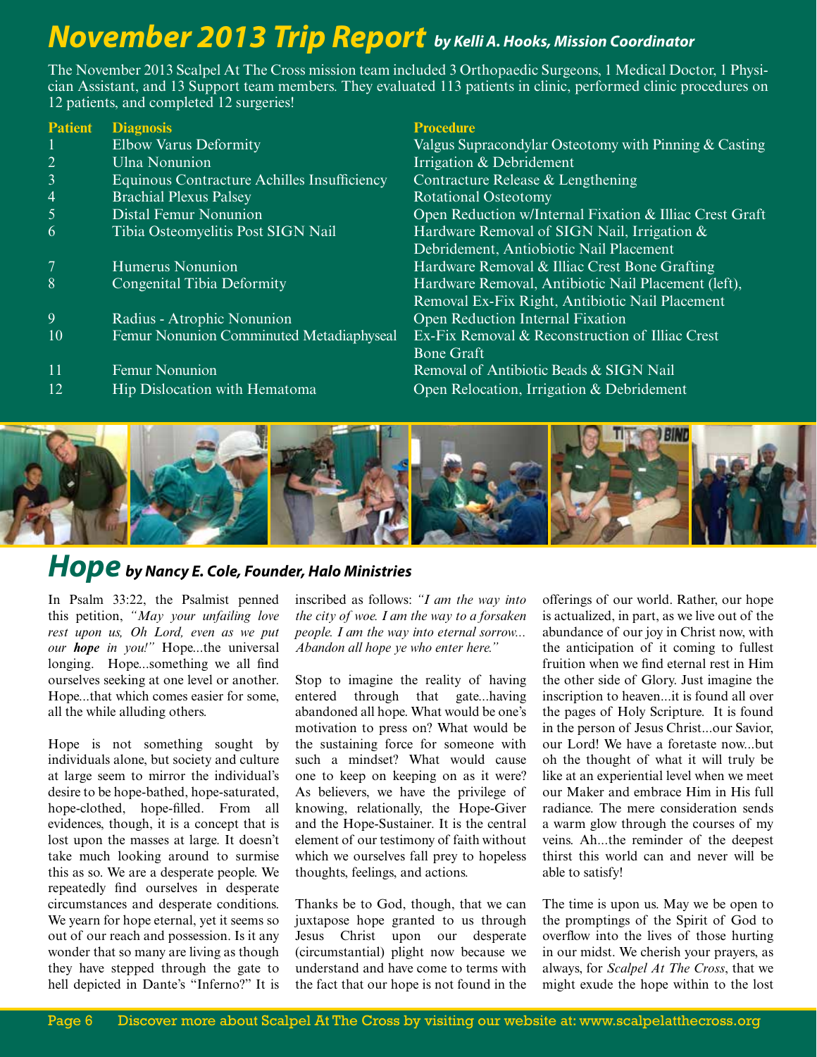# November 2013 Trip Report *by Kelli A. Hooks, Mission Coordinator*

The November 2013 Scalpel At The Cross mission team included 3 Orthopaedic Surgeons, 1 Medical Doctor, 1 Physician Assistant, and 13 Support team members. They evaluated 113 patients in clinic, performed clinic procedures on 12 patients, and completed 12 surgeries!

| Patient | Diagnosis | Procedure |
|---|---|---|
| 1 | Elbow Varus Deformity | Valgus Supracondylar Osteotomy with Pinning & Casting |
| 2 | Ulna Nonunion | Irrigation & Debridement |
| 3 | Equinous Contracture Achilles Insufficiency | Contracture Release & Lengthening |
| 4 | Brachial Plexus Palsey | Rotational Osteotomy |
| 5 | Distal Femur Nonunion | Open Reduction w/Internal Fixation & Illiac Crest Graft |
| 6 | Tibia Osteomyelitis Post SIGN Nail | Hardware Removal of SIGN Nail, Irrigation & Debridement, Antiobiotic Nail Placement |
| 7 | Humerus Nonunion | Hardware Removal & Illiac Crest Bone Grafting |
| 8 | Congenital Tibia Deformity | Hardware Removal, Antibiotic Nail Placement (left), Removal Ex-Fix Right, Antibiotic Nail Placement |
| 9 | Radius - Atrophic Nonunion | Open Reduction Internal Fixation |
| 10 | Femur Nonunion Comminuted Metadiaphyseal | Ex-Fix Removal & Reconstruction of Illiac Crest Bone Graft |
| 11 | Femur Nonunion | Removal of Antibiotic Beads & SIGN Nail |
| 12 | Hip Dislocation with Hematoma | Open Relocation, Irrigation & Debridement |

# Hope *by Nancy E. Cole, Founder, Halo Ministries*

In Psalm 33:22, the Psalmist penned this petition, *"May your unfailing love rest upon us, Oh Lord, even as we put our **hope** in you!"* Hope...the universal longing. Hope...something we all find ourselves seeking at one level or another. Hope...that which comes easier for some, all the while alluding others.

Hope is not something sought by individuals alone, but society and culture at large seem to mirror the individual's desire to be hope-bathed, hope-saturated, hope-clothed, hope-filled. From all evidences, though, it is a concept that is lost upon the masses at large. It doesn't take much looking around to surmise this as so. We are a desperate people. We repeatedly find ourselves in desperate circumstances and desperate conditions. We yearn for hope eternal, yet it seems so out of our reach and possession. Is it any wonder that so many are living as though they have stepped through the gate to hell depicted in Dante's "Inferno?" It is inscribed as follows: *"I am the way into the city of woe. I am the way to a forsaken people. I am the way into eternal sorrow... Abandon all hope ye who enter here."*

Stop to imagine the reality of having entered through that gate...having abandoned all hope. What would be one's motivation to press on? What would be the sustaining force for someone with such a mindset? What would cause one to keep on keeping on as it were? As believers, we have the privilege of knowing, relationally, the Hope-Giver and the Hope-Sustainer. It is the central element of our testimony of faith without which we ourselves fall prey to hopeless thoughts, feelings, and actions.

Thanks be to God, though, that we can juxtapose hope granted to us through Jesus Christ upon our desperate (circumstantial) plight now because we understand and have come to terms with the fact that our hope is not found in the offerings of our world. Rather, our hope is actualized, in part, as we live out of the abundance of our joy in Christ now, with the anticipation of it coming to fullest fruition when we find eternal rest in Him the other side of Glory. Just imagine the inscription to heaven...it is found all over the pages of Holy Scripture. It is found in the person of Jesus Christ...our Savior, our Lord! We have a foretaste now...but oh the thought of what it will truly be like at an experiential level when we meet our Maker and embrace Him in His full radiance. The mere consideration sends a warm glow through the courses of my veins. Ah...the reminder of the deepest thirst this world can and never will be able to satisfy!

The time is upon us. May we be open to the promptings of the Spirit of God to overflow into the lives of those hurting in our midst. We cherish your prayers, as always, for *Scalpel At The Cross*, that we might exude the hope within to the lost

Discover more about Scalpel At The Cross by visiting our website at: www.scalpelatthecross.org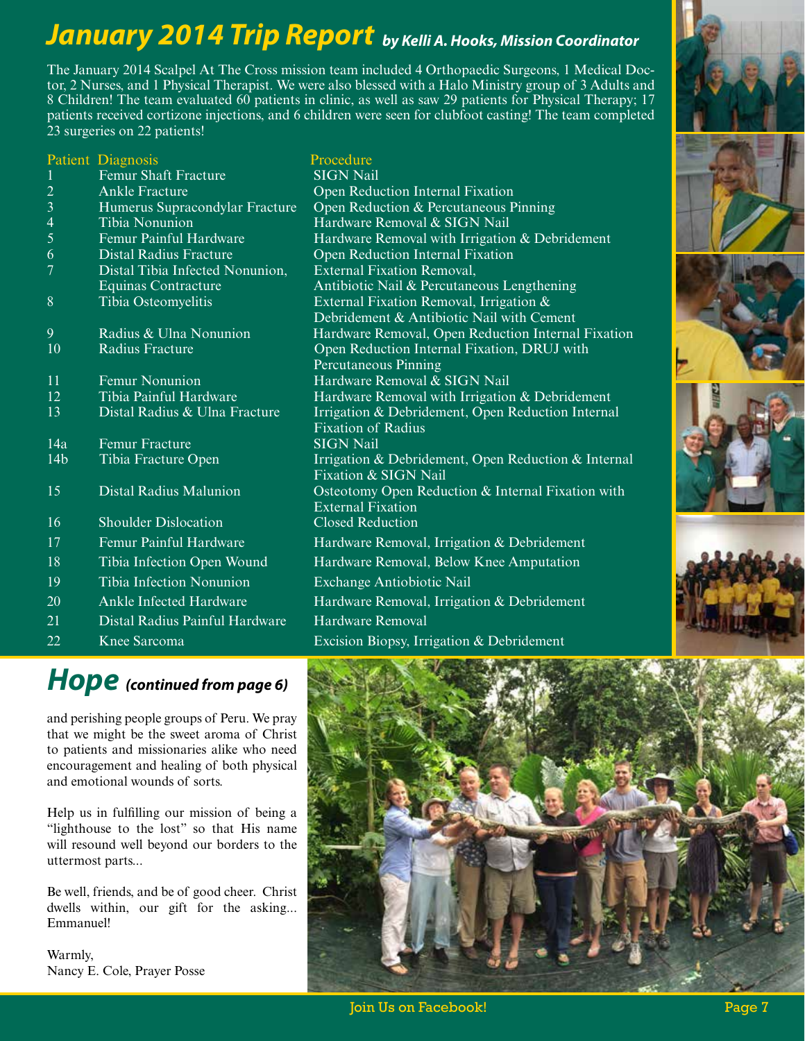# *January 2014 Trip Report* *by Kelli A. Hooks, Mission Coordinator*

The January 2014 Scalpel At The Cross mission team included 4 Orthopaedic Surgeons, 1 Medical Doctor, 2 Nurses, and 1 Physical Therapist. We were also blessed with a Halo Ministry group of 3 Adults and 8 Children! The team evaluated 60 patients in clinic, as well as saw 29 patients for Physical Therapy; 17 patients received cortizone injections, and 6 children were seen for clubfoot casting! The team completed 23 surgeries on 22 patients!

| Patient | Diagnosis | Procedure |
|---|---|---|
| 1 | Femur Shaft Fracture | SIGN Nail |
| 2 | Ankle Fracture | Open Reduction Internal Fixation |
| 3 | Humerus Supracondylar Fracture | Open Reduction & Percutaneous Pinning |
| 4 | Tibia Nonunion | Hardware Removal & SIGN Nail |
| 5 | Femur Painful Hardware | Hardware Removal with Irrigation & Debridement |
| 6 | Distal Radius Fracture | Open Reduction Internal Fixation |
| 7 | Distal Tibia Infected Nonunion, Equinas Contracture | External Fixation Removal, Antibiotic Nail & Percutaneous Lengthening |
| 8 | Tibia Osteomyelitis | External Fixation Removal, Irrigation & Debridement & Antibiotic Nail with Cement |
| 9 | Radius & Ulna Nonunion | Hardware Removal, Open Reduction Internal Fixation |
| 10 | Radius Fracture | Open Reduction Internal Fixation, DRUJ with Percutaneous Pinning |
| 11 | Femur Nonunion | Hardware Removal & SIGN Nail |
| 12 | Tibia Painful Hardware | Hardware Removal with Irrigation & Debridement |
| 13 | Distal Radius & Ulna Fracture | Irrigation & Debridement, Open Reduction Internal Fixation of Radius |
| 14a | Femur Fracture | SIGN Nail |
| 14b | Tibia Fracture Open | Irrigation & Debridement, Open Reduction & Internal Fixation & SIGN Nail |
| 15 | Distal Radius Malunion | Osteotomy Open Reduction & Internal Fixation with External Fixation |
| 16 | Shoulder Dislocation | Closed Reduction |
| 17 | Femur Painful Hardware | Hardware Removal, Irrigation & Debridement |
| 18 | Tibia Infection Open Wound | Hardware Removal, Below Knee Amputation |
| 19 | Tibia Infection Nonunion | Exchange Antiobiotic Nail |
| 20 | Ankle Infected Hardware | Hardware Removal, Irrigation & Debridement |
| 21 | Distal Radius Painful Hardware | Hardware Removal |
| 22 | Knee Sarcoma | Excision Biopsy, Irrigation & Debridement |

# *Hope* *(continued from page 6)*

and perishing people groups of Peru. We pray that we might be the sweet aroma of Christ to patients and missionaries alike who need encouragement and healing of both physical and emotional wounds of sorts.

Help us in fulfilling our mission of being a "lighthouse to the lost" so that His name will resound well beyond our borders to the uttermost parts...

Be well, friends, and be of good cheer. Christ dwells within, our gift for the asking... Emmanuel!

Warmly,
Nancy E. Cole, Prayer Posse

Join Us on Facebook!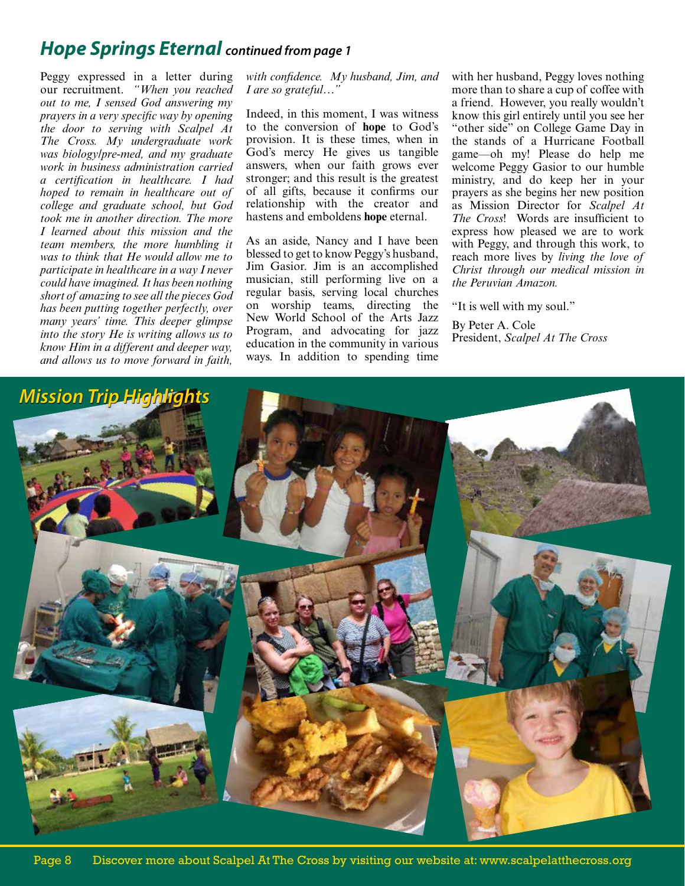## *Hope Springs Eternal* continued from page 1

Peggy expressed in a letter during our recruitment. *"When you reached out to me, I sensed God answering my prayers in a very specific way by opening the door to serving with Scalpel At The Cross. My undergraduate work was biology/pre-med, and my graduate work in business administration carried a certification in healthcare. I had hoped to remain in healthcare out of college and graduate school, but God took me in another direction. The more I learned about this mission and the team members, the more humbling it was to think that He would allow me to participate in healthcare in a way I never could have imagined. It has been nothing short of amazing to see all the pieces God has been putting together perfectly, over many years' time. This deeper glimpse into the story He is writing allows us to know Him in a different and deeper way, and allows us to move forward in faith, with confidence. My husband, Jim, and I are so grateful…"*

Indeed, in this moment, I was witness to the conversion of **hope** to God's provision. It is these times, when in God's mercy He gives us tangible answers, when our faith grows ever stronger; and this result is the greatest of all gifts, because it confirms our relationship with the creator and hastens and emboldens **hope** eternal.

As an aside, Nancy and I have been blessed to get to know Peggy's husband, Jim Gasior. Jim is an accomplished musician, still performing live on a regular basis, serving local churches on worship teams, directing the New World School of the Arts Jazz Program, and advocating for jazz education in the community in various ways. In addition to spending time with her husband, Peggy loves nothing more than to share a cup of coffee with a friend. However, you really wouldn't know this girl entirely until you see her "other side" on College Game Day in the stands of a Hurricane Football game—oh my! Please do help me welcome Peggy Gasior to our humble ministry, and do keep her in your prayers as she begins her new position as Mission Director for *Scalpel At The Cross*! Words are insufficient to express how pleased we are to work with Peggy, and through this work, to reach more lives by *living the love of Christ through our medical mission in the Peruvian Amazon.*

"It is well with my soul."

By Peter A. Cole
President, *Scalpel At The Cross*

## *Mission Trip Highlights*

Discover more about Scalpel At The Cross by visiting our website at: www.scalpelatthecross.org